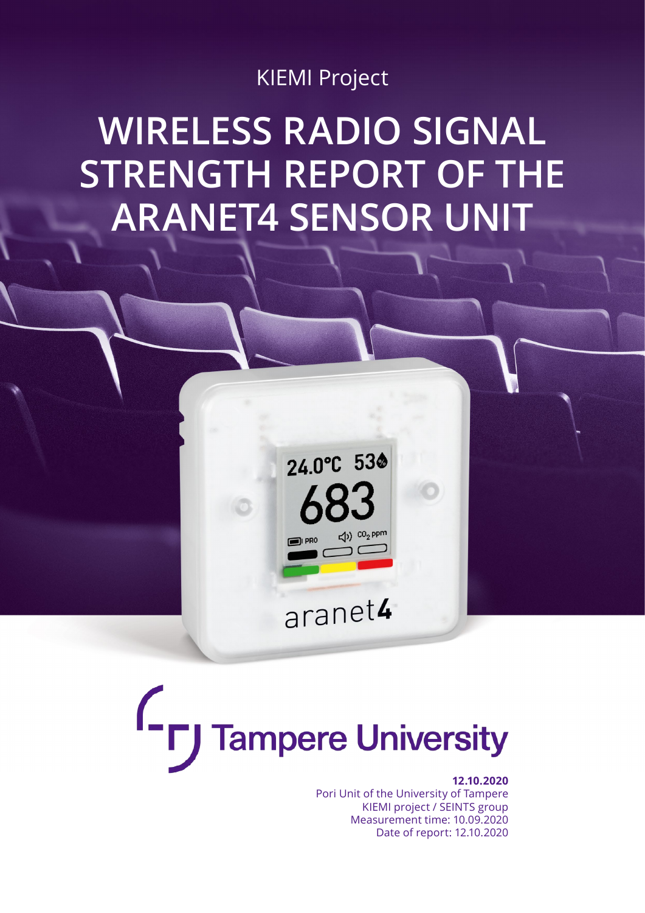KIEMI Project

# WIRELESS RADIO SIGNAL STRENGTH REPORT OF THE ARANET4 SENSOR UNIT

Tampere University

**12.10.2020**
Pori Unit of the University of Tampere
KIEMI project / SEINTS group
Measurement time: 10.09.2020
Date of report: 12.10.2020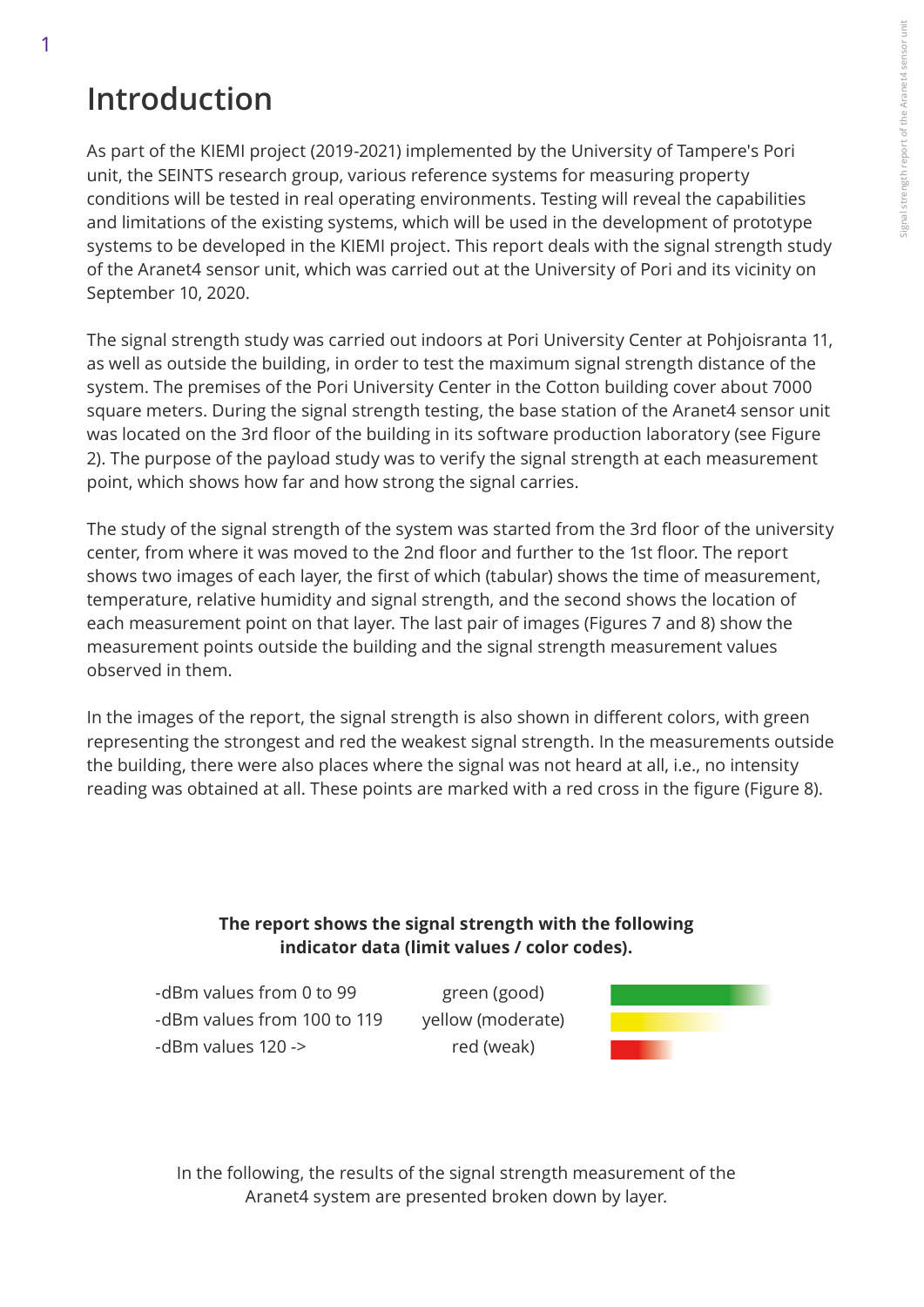# Introduction

As part of the KIEMI project (2019-2021) implemented by the University of Tampere's Pori unit, the SEINTS research group, various reference systems for measuring property conditions will be tested in real operating environments. Testing will reveal the capabilities and limitations of the existing systems, which will be used in the development of prototype systems to be developed in the KIEMI project. This report deals with the signal strength study of the Aranet4 sensor unit, which was carried out at the University of Pori and its vicinity on September 10, 2020.

The signal strength study was carried out indoors at Pori University Center at Pohjoisranta 11, as well as outside the building, in order to test the maximum signal strength distance of the system. The premises of the Pori University Center in the Cotton building cover about 7000 square meters. During the signal strength testing, the base station of the Aranet4 sensor unit was located on the 3rd floor of the building in its software production laboratory (see Figure 2). The purpose of the payload study was to verify the signal strength at each measurement point, which shows how far and how strong the signal carries.

The study of the signal strength of the system was started from the 3rd floor of the university center, from where it was moved to the 2nd floor and further to the 1st floor. The report shows two images of each layer, the first of which (tabular) shows the time of measurement, temperature, relative humidity and signal strength, and the second shows the location of each measurement point on that layer. The last pair of images (Figures 7 and 8) show the measurement points outside the building and the signal strength measurement values observed in them.

In the images of the report, the signal strength is also shown in different colors, with green representing the strongest and red the weakest signal strength. In the measurements outside the building, there were also places where the signal was not heard at all, i.e., no intensity reading was obtained at all. These points are marked with a red cross in the figure (Figure 8).

**The report shows the signal strength with the following indicator data (limit values / color codes).**

| | |
|---|---|
| -dBm values from 0 to 99 | green (good) |
| -dBm values from 100 to 119 | yellow (moderate) |
| -dBm values 120 -> | red (weak) |

In the following, the results of the signal strength measurement of the Aranet4 system are presented broken down by layer.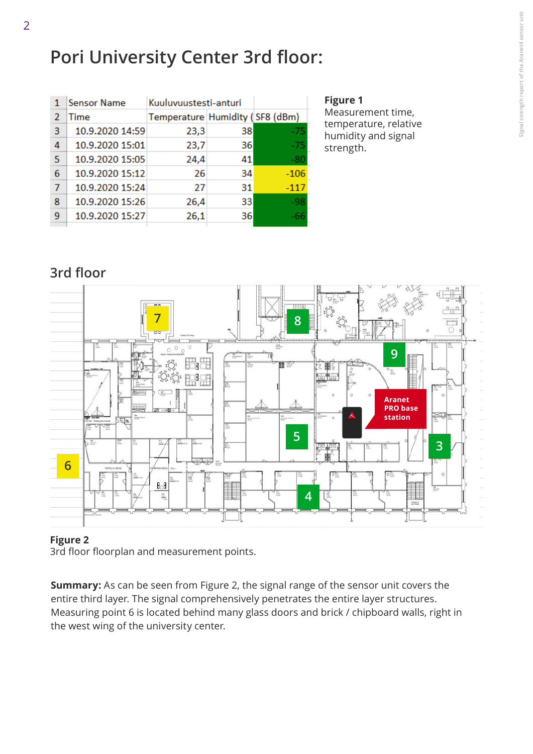# Pori University Center 3rd floor:

| 1 | Sensor Name | Kuuluvuustesti-anturi | | |
|---|---|---|---|---|
| 2 | Time | Temperature | Humidity ( | SF8 (dBm) |
| 3 | 10.9.2020 14:59 | 23,3 | 38 | -75 |
| 4 | 10.9.2020 15:01 | 23,7 | 36 | -75 |
| 5 | 10.9.2020 15:05 | 24,4 | 41 | -80 |
| 6 | 10.9.2020 15:12 | 26 | 34 | -106 |
| 7 | 10.9.2020 15:24 | 27 | 31 | -117 |
| 8 | 10.9.2020 15:26 | 26,4 | 33 | -98 |
| 9 | 10.9.2020 15:27 | 26,1 | 36 | -66 |

**Figure 1**
Measurement time, temperature, relative humidity and signal strength.

## 3rd floor

**Figure 2**
3rd floor floorplan and measurement points.

**Summary:** As can be seen from Figure 2, the signal range of the sensor unit covers the entire third layer. The signal comprehensively penetrates the entire layer structures. Measuring point 6 is located behind many glass doors and brick / chipboard walls, right in the west wing of the university center.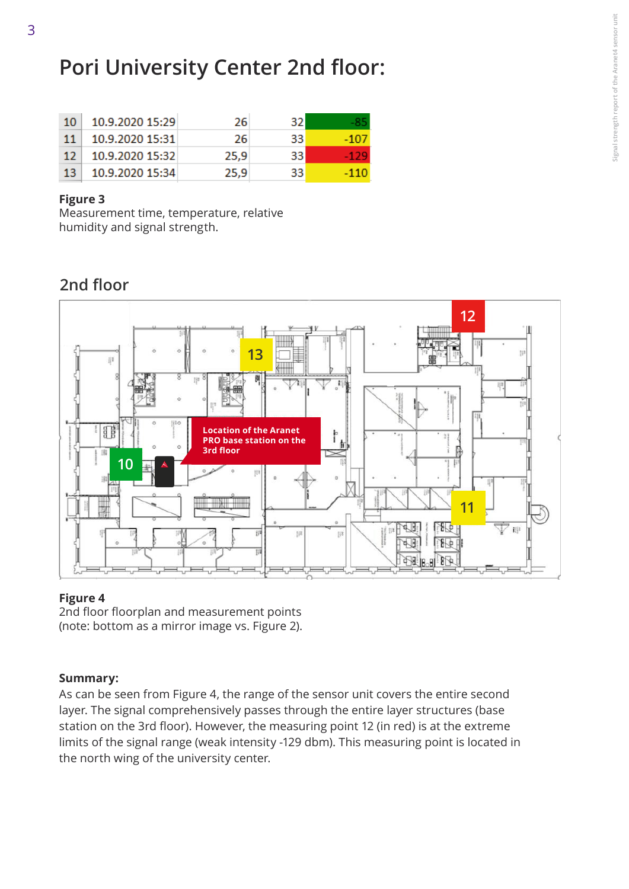# Pori University Center 2nd floor:

| 10 | 10.9.2020 15:29 | 26 | 32 | -85 |
|---|---|---|---|---|
| 11 | 10.9.2020 15:31 | 26 | 33 | -107 |
| 12 | 10.9.2020 15:32 | 25,9 | 33 | -129 |
| 13 | 10.9.2020 15:34 | 25,9 | 33 | -110 |

**Figure 3**
Measurement time, temperature, relative humidity and signal strength.

## 2nd floor

**Figure 4**
2nd floor floorplan and measurement points (note: bottom as a mirror image vs. Figure 2).

**Summary:**
As can be seen from Figure 4, the range of the sensor unit covers the entire second layer. The signal comprehensively passes through the entire layer structures (base station on the 3rd floor). However, the measuring point 12 (in red) is at the extreme limits of the signal range (weak intensity -129 dbm). This measuring point is located in the north wing of the university center.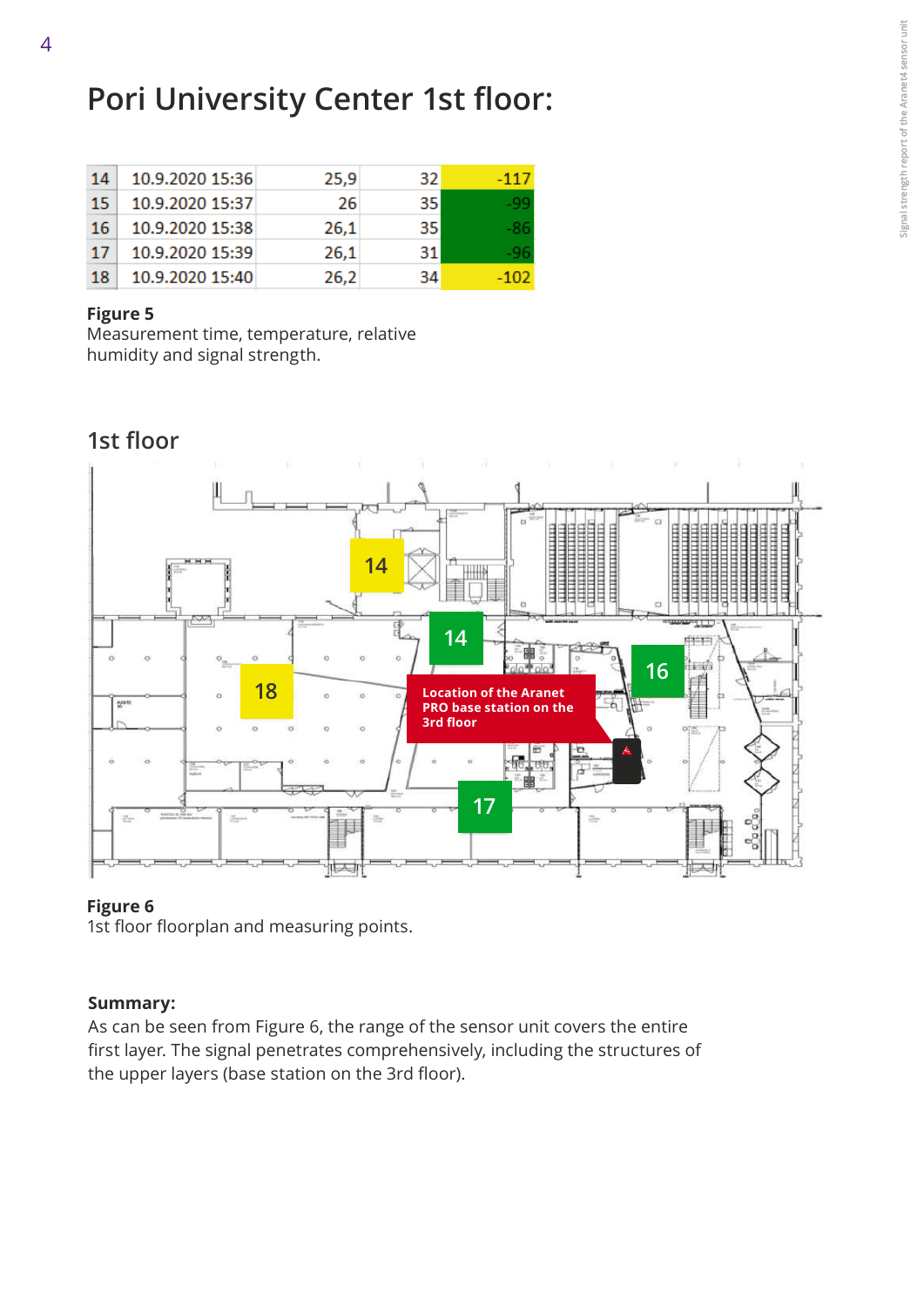# Pori University Center 1st floor:

| 14 | 10.9.2020 15:36 | 25,9 | 32 | -117 |
|---|---|---|---|---|
| 15 | 10.9.2020 15:37 | 26 | 35 | -99 |
| 16 | 10.9.2020 15:38 | 26,1 | 35 | -86 |
| 17 | 10.9.2020 15:39 | 26,1 | 31 | -96 |
| 18 | 10.9.2020 15:40 | 26,2 | 34 | -102 |

**Figure 5**
Measurement time, temperature, relative humidity and signal strength.

## 1st floor

**Figure 6**
1st floor floorplan and measuring points.

**Summary:**
As can be seen from Figure 6, the range of the sensor unit covers the entire first layer. The signal penetrates comprehensively, including the structures of the upper layers (base station on the 3rd floor).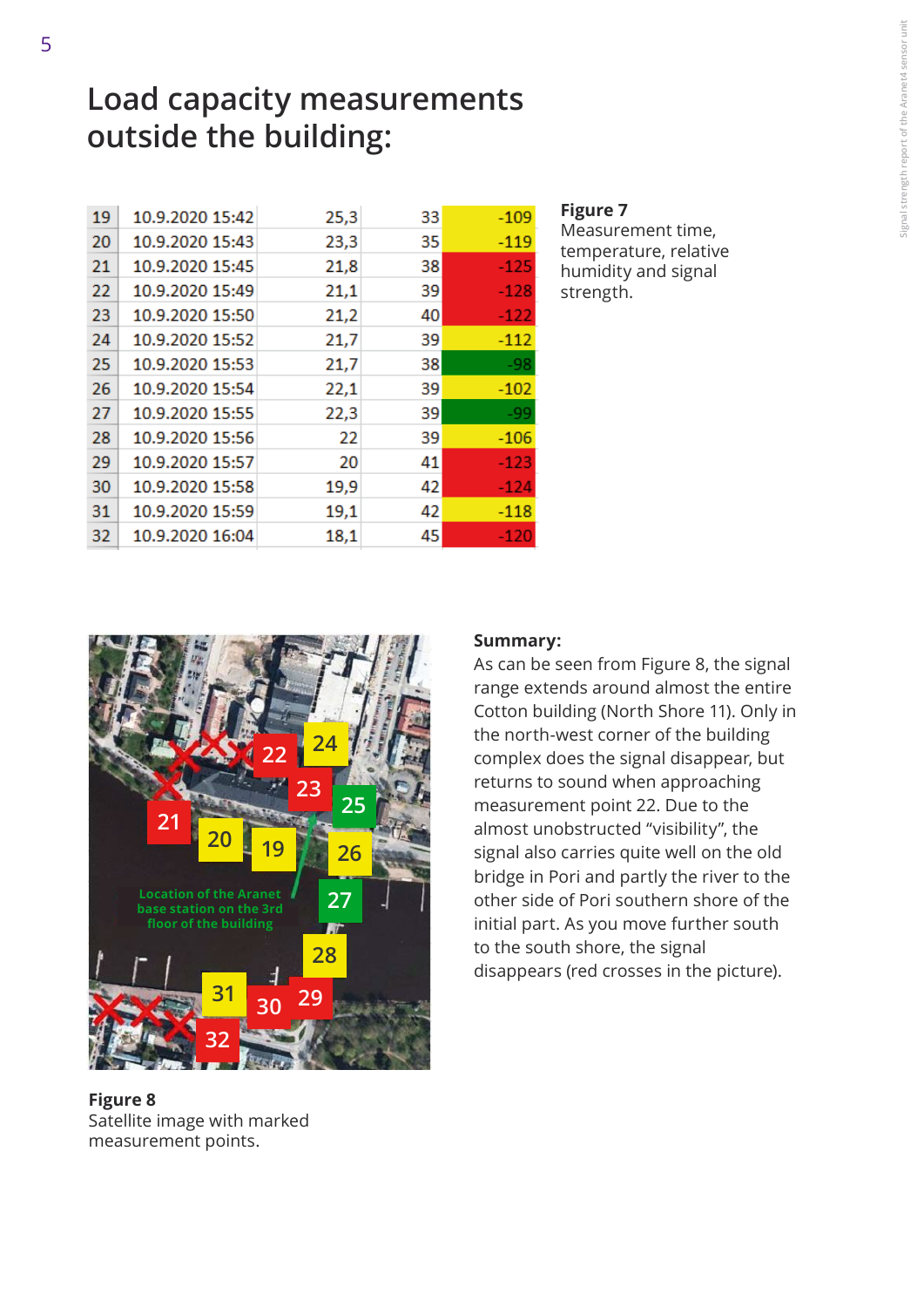# Load capacity measurements outside the building:

| 19 | 10.9.2020 15:42 | 25,3 | 33 | -109 |
|---|---|---|---|---|
| 20 | 10.9.2020 15:43 | 23,3 | 35 | -119 |
| 21 | 10.9.2020 15:45 | 21,8 | 38 | -125 |
| 22 | 10.9.2020 15:49 | 21,1 | 39 | -128 |
| 23 | 10.9.2020 15:50 | 21,2 | 40 | -122 |
| 24 | 10.9.2020 15:52 | 21,7 | 39 | -112 |
| 25 | 10.9.2020 15:53 | 21,7 | 38 | -98 |
| 26 | 10.9.2020 15:54 | 22,1 | 39 | -102 |
| 27 | 10.9.2020 15:55 | 22,3 | 39 | -99 |
| 28 | 10.9.2020 15:56 | 22 | 39 | -106 |
| 29 | 10.9.2020 15:57 | 20 | 41 | -123 |
| 30 | 10.9.2020 15:58 | 19,9 | 42 | -124 |
| 31 | 10.9.2020 15:59 | 19,1 | 42 | -118 |
| 32 | 10.9.2020 16:04 | 18,1 | 45 | -120 |

**Figure 7**
Measurement time, temperature, relative humidity and signal strength.

**Figure 8**
Satellite image with marked measurement points.

**Summary:**
As can be seen from Figure 8, the signal range extends around almost the entire Cotton building (North Shore 11). Only in the north-west corner of the building complex does the signal disappear, but returns to sound when approaching measurement point 22. Due to the almost unobstructed "visibility", the signal also carries quite well on the old bridge in Pori and partly the river to the other side of Pori southern shore of the initial part. As you move further south to the south shore, the signal disappears (red crosses in the picture).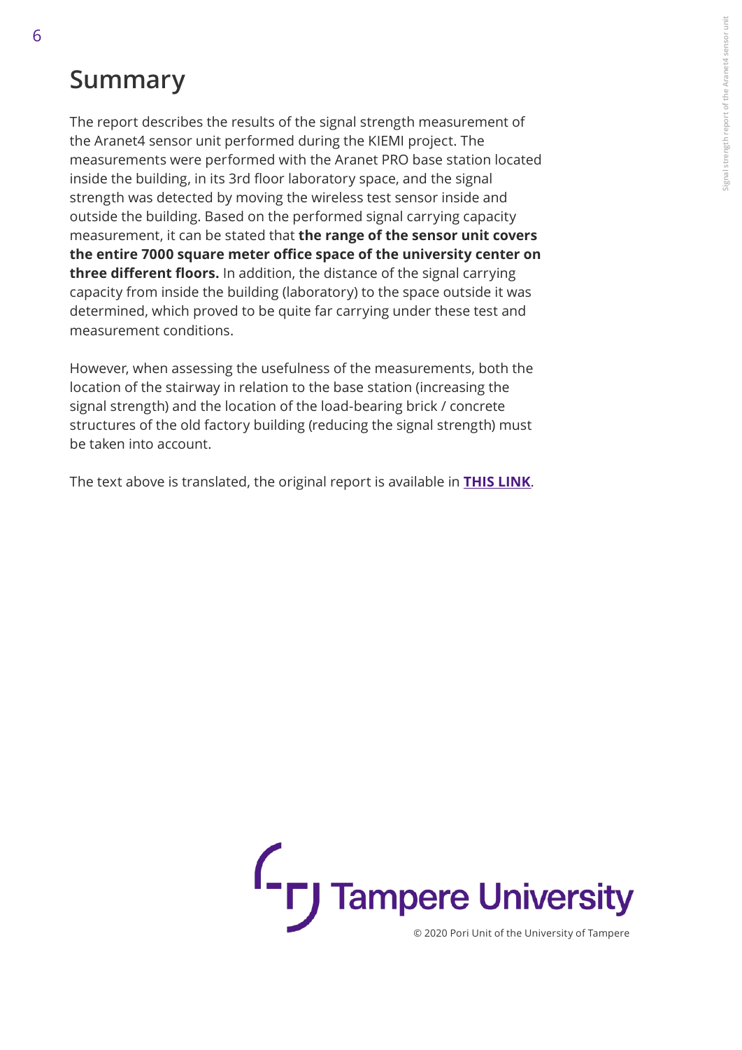# Summary

The report describes the results of the signal strength measurement of the Aranet4 sensor unit performed during the KIEMI project. The measurements were performed with the Aranet PRO base station located inside the building, in its 3rd floor laboratory space, and the signal strength was detected by moving the wireless test sensor inside and outside the building. Based on the performed signal carrying capacity measurement, it can be stated that **the range of the sensor unit covers the entire 7000 square meter office space of the university center on three different floors.** In addition, the distance of the signal carrying capacity from inside the building (laboratory) to the space outside it was determined, which proved to be quite far carrying under these test and measurement conditions.

However, when assessing the usefulness of the measurements, both the location of the stairway in relation to the base station (increasing the signal strength) and the location of the load-bearing brick / concrete structures of the old factory building (reducing the signal strength) must be taken into account.

The text above is translated, the original report is available in **THIS LINK**.

Tampere University

© 2020 Pori Unit of the University of Tampere